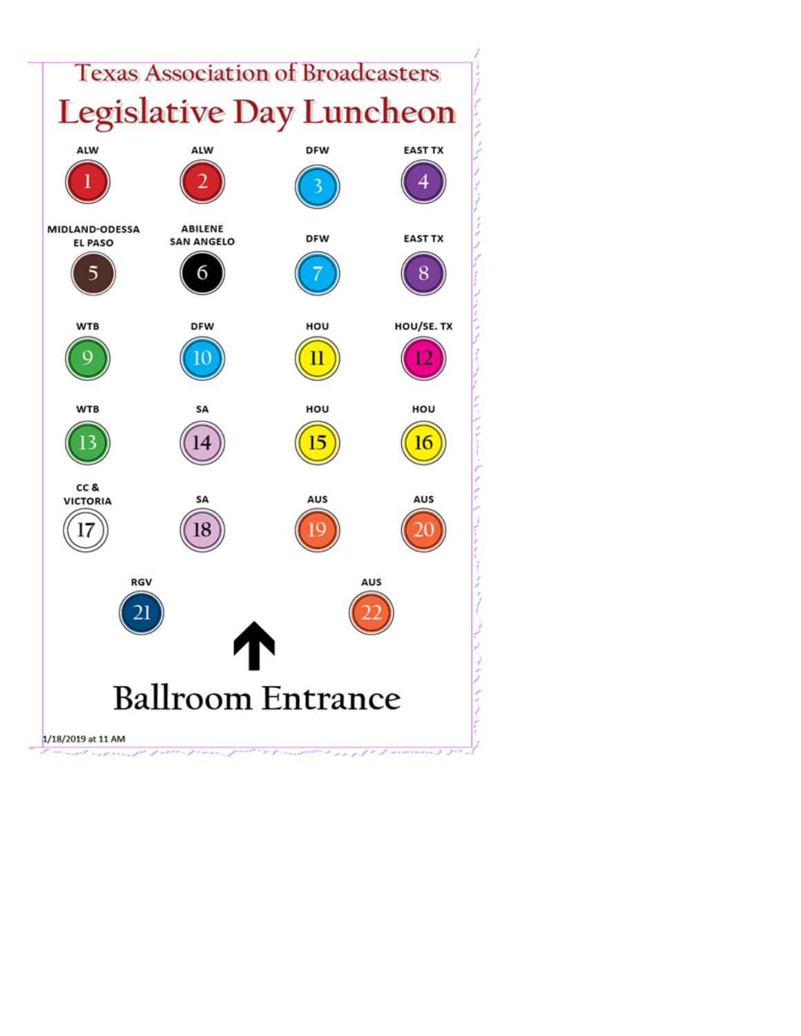# Texas Association of Broadcasters

## Legislative Day Luncheon

| | | | |
|---|---|---|---|
| ALW<br>1 | ALW<br>2 | DFW<br>3 | EAST TX<br>4 |
| MIDLAND-ODESSA<br>EL PASO<br>5 | ABILENE<br>SAN ANGELO<br>6 | DFW<br>7 | EAST TX<br>8 |
| WTB<br>9 | DFW<br>10 | HOU<br>11 | HOU/SE. TX<br>12 |
| WTB<br>13 | SA<br>14 | HOU<br>15 | HOU<br>16 |
| CC &<br>VICTORIA<br>17 | SA<br>18 | AUS<br>19 | AUS<br>20 |
| RGV<br>21 | | AUS<br>22 | |

↑

**Ballroom Entrance**

1/18/2019 at 11 AM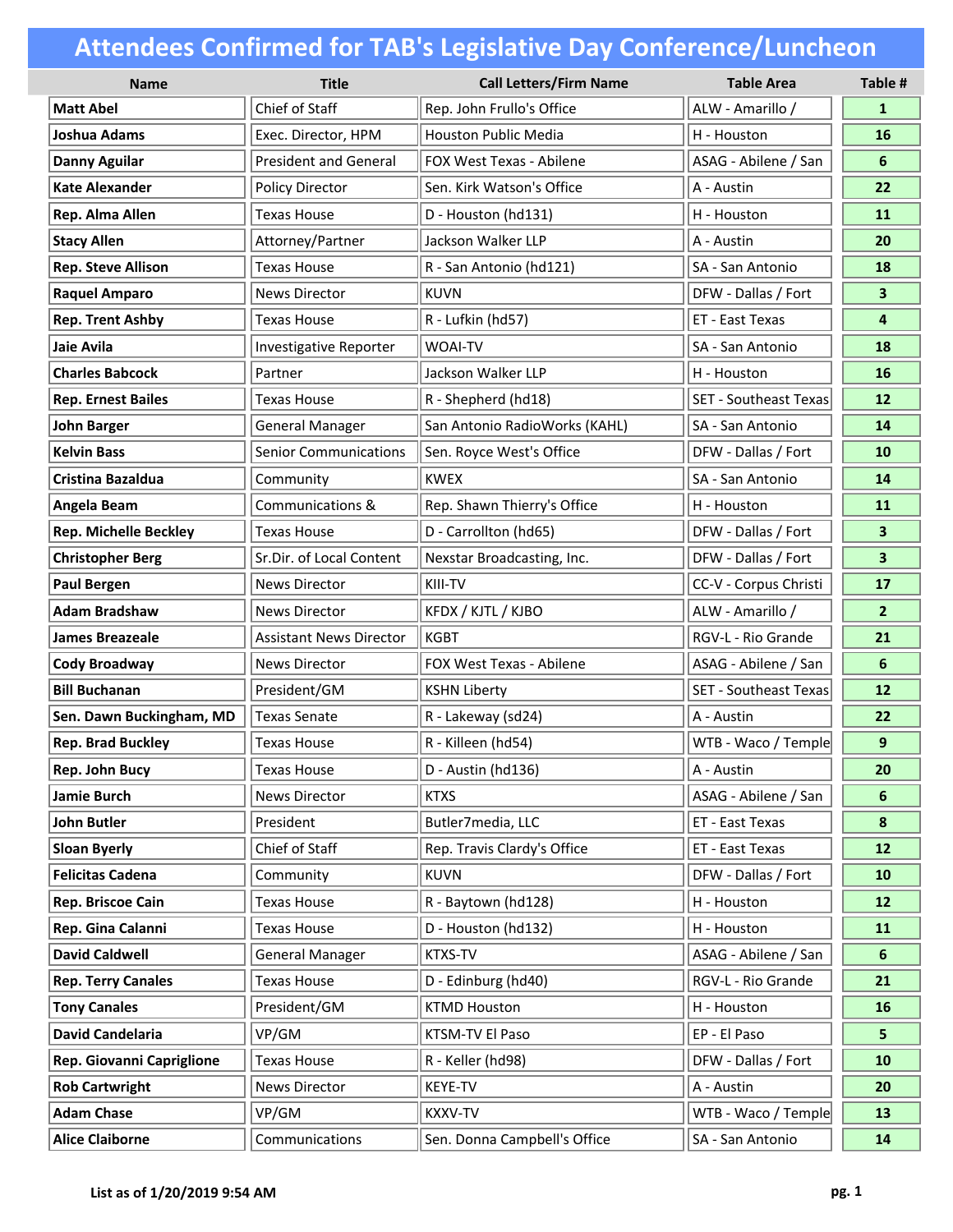# Attendees Confirmed for TAB's Legislative Day Conference/Luncheon

| Name | Title | Call Letters/Firm Name | Table Area | Table # |
|---|---|---|---|---|
| **Matt Abel** | Chief of Staff | Rep. John Frullo's Office | ALW - Amarillo / | **1** |
| **Joshua Adams** | Exec. Director, HPM | Houston Public Media | H - Houston | **16** |
| **Danny Aguilar** | President and General | FOX West Texas - Abilene | ASAG - Abilene / San | **6** |
| **Kate Alexander** | Policy Director | Sen. Kirk Watson's Office | A - Austin | **22** |
| **Rep. Alma Allen** | Texas House | D - Houston (hd131) | H - Houston | **11** |
| **Stacy Allen** | Attorney/Partner | Jackson Walker LLP | A - Austin | **20** |
| **Rep. Steve Allison** | Texas House | R - San Antonio (hd121) | SA - San Antonio | **18** |
| **Raquel Amparo** | News Director | KUVN | DFW - Dallas / Fort | **3** |
| **Rep. Trent Ashby** | Texas House | R - Lufkin (hd57) | ET - East Texas | **4** |
| **Jaie Avila** | Investigative Reporter | WOAI-TV | SA - San Antonio | **18** |
| **Charles Babcock** | Partner | Jackson Walker LLP | H - Houston | **16** |
| **Rep. Ernest Bailes** | Texas House | R - Shepherd (hd18) | SET - Southeast Texas | **12** |
| **John Barger** | General Manager | San Antonio RadioWorks (KAHL) | SA - San Antonio | **14** |
| **Kelvin Bass** | Senior Communications | Sen. Royce West's Office | DFW - Dallas / Fort | **10** |
| **Cristina Bazaldua** | Community | KWEX | SA - San Antonio | **14** |
| **Angela Beam** | Communications & | Rep. Shawn Thierry's Office | H - Houston | **11** |
| **Rep. Michelle Beckley** | Texas House | D - Carrollton (hd65) | DFW - Dallas / Fort | **3** |
| **Christopher Berg** | Sr.Dir. of Local Content | Nexstar Broadcasting, Inc. | DFW - Dallas / Fort | **3** |
| **Paul Bergen** | News Director | KIII-TV | CC-V - Corpus Christi | **17** |
| **Adam Bradshaw** | News Director | KFDX / KJTL / KJBO | ALW - Amarillo / | **2** |
| **James Breazeale** | Assistant News Director | KGBT | RGV-L - Rio Grande | **21** |
| **Cody Broadway** | News Director | FOX West Texas - Abilene | ASAG - Abilene / San | **6** |
| **Bill Buchanan** | President/GM | KSHN Liberty | SET - Southeast Texas | **12** |
| **Sen. Dawn Buckingham, MD** | Texas Senate | R - Lakeway (sd24) | A - Austin | **22** |
| **Rep. Brad Buckley** | Texas House | R - Killeen (hd54) | WTB - Waco / Temple | **9** |
| **Rep. John Bucy** | Texas House | D - Austin (hd136) | A - Austin | **20** |
| **Jamie Burch** | News Director | KTXS | ASAG - Abilene / San | **6** |
| **John Butler** | President | Butler7media, LLC | ET - East Texas | **8** |
| **Sloan Byerly** | Chief of Staff | Rep. Travis Clardy's Office | ET - East Texas | **12** |
| **Felicitas Cadena** | Community | KUVN | DFW - Dallas / Fort | **10** |
| **Rep. Briscoe Cain** | Texas House | R - Baytown (hd128) | H - Houston | **12** |
| **Rep. Gina Calanni** | Texas House | D - Houston (hd132) | H - Houston | **11** |
| **David Caldwell** | General Manager | KTXS-TV | ASAG - Abilene / San | **6** |
| **Rep. Terry Canales** | Texas House | D - Edinburg (hd40) | RGV-L - Rio Grande | **21** |
| **Tony Canales** | President/GM | KTMD Houston | H - Houston | **16** |
| **David Candelaria** | VP/GM | KTSM-TV El Paso | EP - El Paso | **5** |
| **Rep. Giovanni Capriglione** | Texas House | R - Keller (hd98) | DFW - Dallas / Fort | **10** |
| **Rob Cartwright** | News Director | KEYE-TV | A - Austin | **20** |
| **Adam Chase** | VP/GM | KXXV-TV | WTB - Waco / Temple | **13** |
| **Alice Claiborne** | Communications | Sen. Donna Campbell's Office | SA - San Antonio | **14** |

**List as of 1/20/2019 9:54 AM**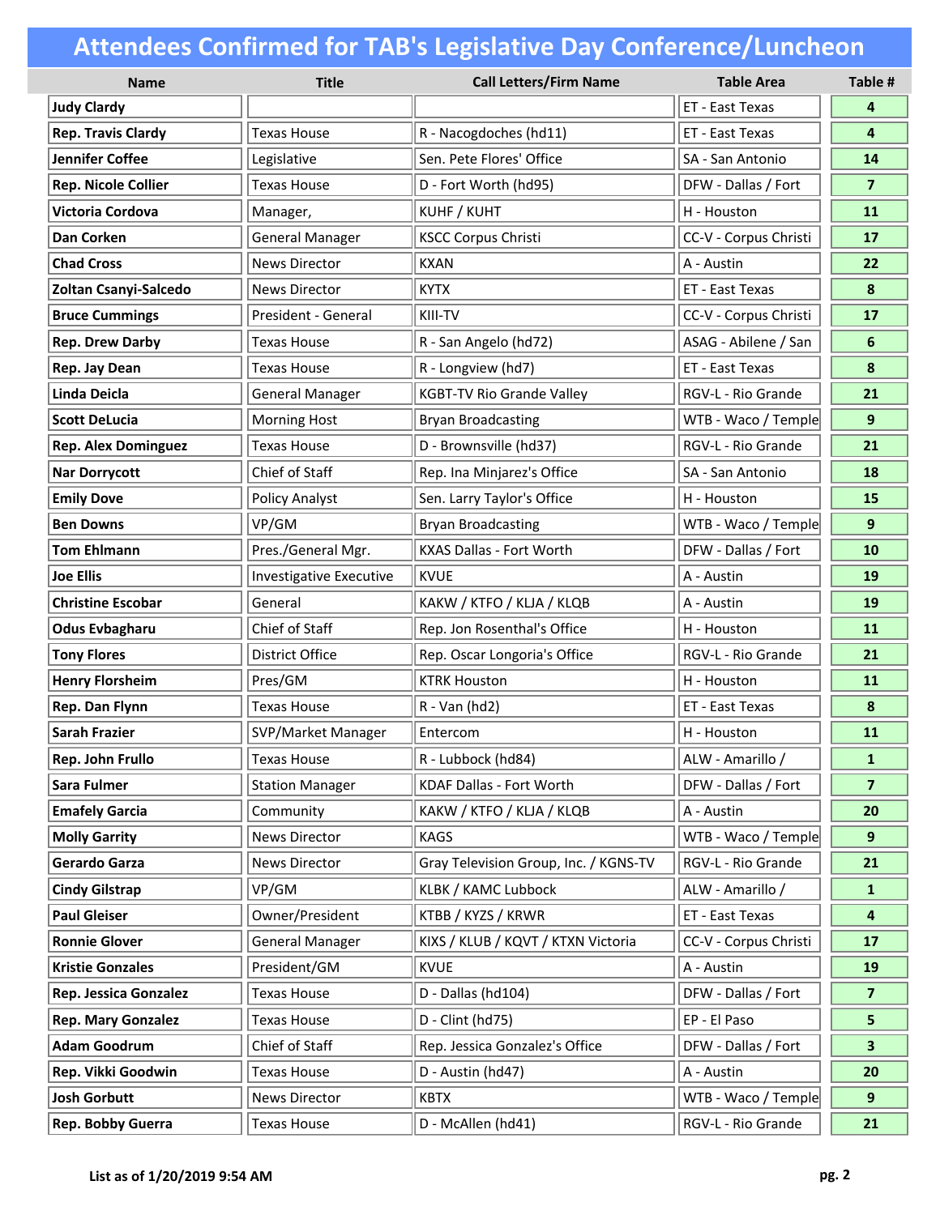# Attendees Confirmed for TAB's Legislative Day Conference/Luncheon

| Name | Title | Call Letters/Firm Name | Table Area | Table # |
|---|---|---|---|---|
| **Judy Clardy** | | | ET - East Texas | **4** |
| **Rep. Travis Clardy** | Texas House | R - Nacogdoches (hd11) | ET - East Texas | **4** |
| **Jennifer Coffee** | Legislative | Sen. Pete Flores' Office | SA - San Antonio | **14** |
| **Rep. Nicole Collier** | Texas House | D - Fort Worth (hd95) | DFW - Dallas / Fort | **7** |
| **Victoria Cordova** | Manager, | KUHF / KUHT | H - Houston | **11** |
| **Dan Corken** | General Manager | KSCC Corpus Christi | CC-V - Corpus Christi | **17** |
| **Chad Cross** | News Director | KXAN | A - Austin | **22** |
| **Zoltan Csanyi-Salcedo** | News Director | KYTX | ET - East Texas | **8** |
| **Bruce Cummings** | President - General | KIII-TV | CC-V - Corpus Christi | **17** |
| **Rep. Drew Darby** | Texas House | R - San Angelo (hd72) | ASAG - Abilene / San | **6** |
| **Rep. Jay Dean** | Texas House | R - Longview (hd7) | ET - East Texas | **8** |
| **Linda Deicla** | General Manager | KGBT-TV Rio Grande Valley | RGV-L - Rio Grande | **21** |
| **Scott DeLucia** | Morning Host | Bryan Broadcasting | WTB - Waco / Temple | **9** |
| **Rep. Alex Dominguez** | Texas House | D - Brownsville (hd37) | RGV-L - Rio Grande | **21** |
| **Nar Dorrycott** | Chief of Staff | Rep. Ina Minjarez's Office | SA - San Antonio | **18** |
| **Emily Dove** | Policy Analyst | Sen. Larry Taylor's Office | H - Houston | **15** |
| **Ben Downs** | VP/GM | Bryan Broadcasting | WTB - Waco / Temple | **9** |
| **Tom Ehlmann** | Pres./General Mgr. | KXAS Dallas - Fort Worth | DFW - Dallas / Fort | **10** |
| **Joe Ellis** | Investigative Executive | KVUE | A - Austin | **19** |
| **Christine Escobar** | General | KAKW / KTFO / KLJA / KLQB | A - Austin | **19** |
| **Odus Evbagharu** | Chief of Staff | Rep. Jon Rosenthal's Office | H - Houston | **11** |
| **Tony Flores** | District Office | Rep. Oscar Longoria's Office | RGV-L - Rio Grande | **21** |
| **Henry Florsheim** | Pres/GM | KTRK Houston | H - Houston | **11** |
| **Rep. Dan Flynn** | Texas House | R - Van (hd2) | ET - East Texas | **8** |
| **Sarah Frazier** | SVP/Market Manager | Entercom | H - Houston | **11** |
| **Rep. John Frullo** | Texas House | R - Lubbock (hd84) | ALW - Amarillo / | **1** |
| **Sara Fulmer** | Station Manager | KDAF Dallas - Fort Worth | DFW - Dallas / Fort | **7** |
| **Emafely Garcia** | Community | KAKW / KTFO / KLJA / KLQB | A - Austin | **20** |
| **Molly Garrity** | News Director | KAGS | WTB - Waco / Temple | **9** |
| **Gerardo Garza** | News Director | Gray Television Group, Inc. / KGNS-TV | RGV-L - Rio Grande | **21** |
| **Cindy Gilstrap** | VP/GM | KLBK / KAMC Lubbock | ALW - Amarillo / | **1** |
| **Paul Gleiser** | Owner/President | KTBB / KYZS / KRWR | ET - East Texas | **4** |
| **Ronnie Glover** | General Manager | KIXS / KLUB / KQVT / KTXN Victoria | CC-V - Corpus Christi | **17** |
| **Kristie Gonzales** | President/GM | KVUE | A - Austin | **19** |
| **Rep. Jessica Gonzalez** | Texas House | D - Dallas (hd104) | DFW - Dallas / Fort | **7** |
| **Rep. Mary Gonzalez** | Texas House | D - Clint (hd75) | EP - El Paso | **5** |
| **Adam Goodrum** | Chief of Staff | Rep. Jessica Gonzalez's Office | DFW - Dallas / Fort | **3** |
| **Rep. Vikki Goodwin** | Texas House | D - Austin (hd47) | A - Austin | **20** |
| **Josh Gorbutt** | News Director | KBTX | WTB - Waco / Temple | **9** |
| **Rep. Bobby Guerra** | Texas House | D - McAllen (hd41) | RGV-L - Rio Grande | **21** |

**List as of 1/20/2019 9:54 AM**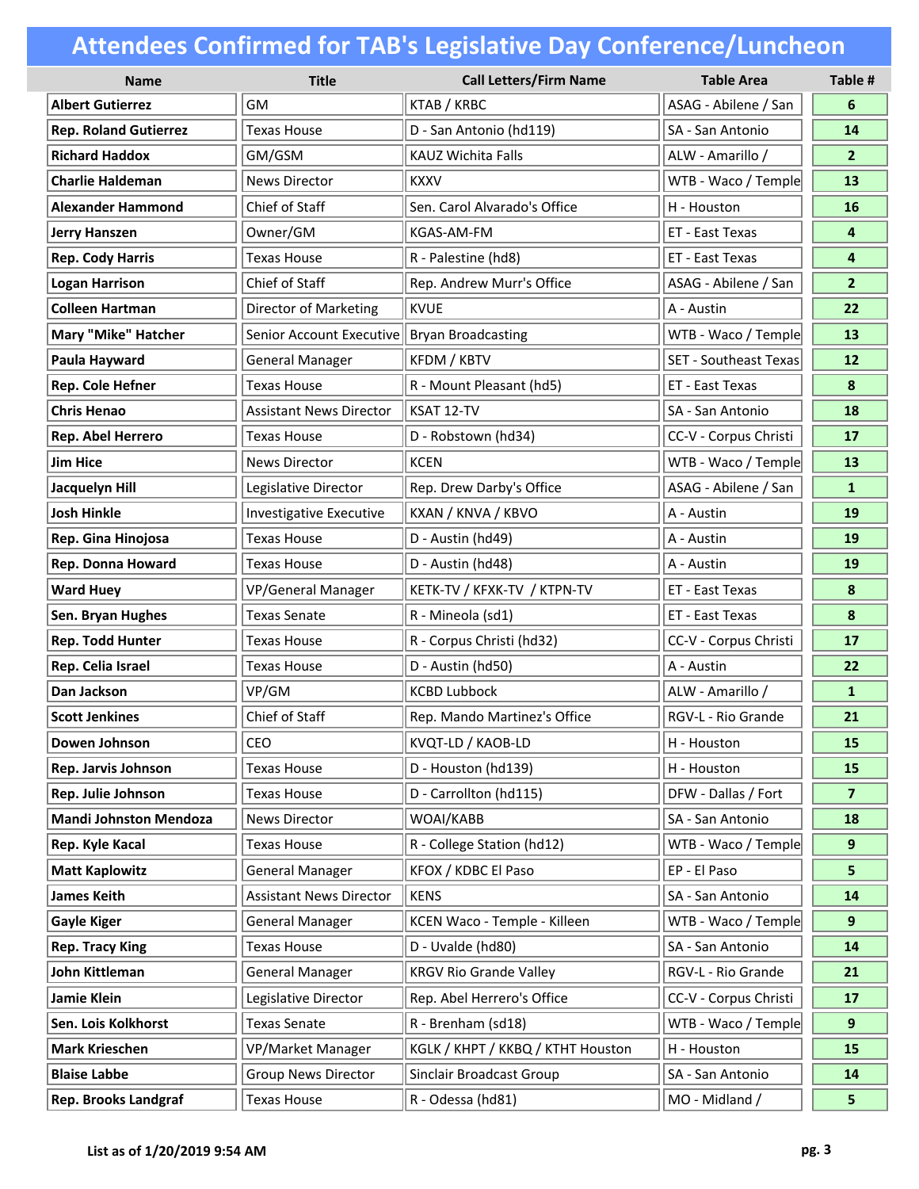# Attendees Confirmed for TAB's Legislative Day Conference/Luncheon

| Name | Title | Call Letters/Firm Name | Table Area | Table # |
|---|---|---|---|---|
| **Albert Gutierrez** | GM | KTAB / KRBC | ASAG - Abilene / San | **6** |
| **Rep. Roland Gutierrez** | Texas House | D - San Antonio (hd119) | SA - San Antonio | **14** |
| **Richard Haddox** | GM/GSM | KAUZ Wichita Falls | ALW - Amarillo / | **2** |
| **Charlie Haldeman** | News Director | KXXV | WTB - Waco / Temple | **13** |
| **Alexander Hammond** | Chief of Staff | Sen. Carol Alvarado's Office | H - Houston | **16** |
| **Jerry Hanszen** | Owner/GM | KGAS-AM-FM | ET - East Texas | **4** |
| **Rep. Cody Harris** | Texas House | R - Palestine (hd8) | ET - East Texas | **4** |
| **Logan Harrison** | Chief of Staff | Rep. Andrew Murr's Office | ASAG - Abilene / San | **2** |
| **Colleen Hartman** | Director of Marketing | KVUE | A - Austin | **22** |
| **Mary "Mike" Hatcher** | Senior Account Executive | Bryan Broadcasting | WTB - Waco / Temple | **13** |
| **Paula Hayward** | General Manager | KFDM / KBTV | SET - Southeast Texas | **12** |
| **Rep. Cole Hefner** | Texas House | R - Mount Pleasant (hd5) | ET - East Texas | **8** |
| **Chris Henao** | Assistant News Director | KSAT 12-TV | SA - San Antonio | **18** |
| **Rep. Abel Herrero** | Texas House | D - Robstown (hd34) | CC-V - Corpus Christi | **17** |
| **Jim Hice** | News Director | KCEN | WTB - Waco / Temple | **13** |
| **Jacquelyn Hill** | Legislative Director | Rep. Drew Darby's Office | ASAG - Abilene / San | **1** |
| **Josh Hinkle** | Investigative Executive | KXAN / KNVA / KBVO | A - Austin | **19** |
| **Rep. Gina Hinojosa** | Texas House | D - Austin (hd49) | A - Austin | **19** |
| **Rep. Donna Howard** | Texas House | D - Austin (hd48) | A - Austin | **19** |
| **Ward Huey** | VP/General Manager | KETK-TV / KFXK-TV / KTPN-TV | ET - East Texas | **8** |
| **Sen. Bryan Hughes** | Texas Senate | R - Mineola (sd1) | ET - East Texas | **8** |
| **Rep. Todd Hunter** | Texas House | R - Corpus Christi (hd32) | CC-V - Corpus Christi | **17** |
| **Rep. Celia Israel** | Texas House | D - Austin (hd50) | A - Austin | **22** |
| **Dan Jackson** | VP/GM | KCBD Lubbock | ALW - Amarillo / | **1** |
| **Scott Jenkines** | Chief of Staff | Rep. Mando Martinez's Office | RGV-L - Rio Grande | **21** |
| **Dowen Johnson** | CEO | KVQT-LD / KAOB-LD | H - Houston | **15** |
| **Rep. Jarvis Johnson** | Texas House | D - Houston (hd139) | H - Houston | **15** |
| **Rep. Julie Johnson** | Texas House | D - Carrollton (hd115) | DFW - Dallas / Fort | **7** |
| **Mandi Johnston Mendoza** | News Director | WOAI/KABB | SA - San Antonio | **18** |
| **Rep. Kyle Kacal** | Texas House | R - College Station (hd12) | WTB - Waco / Temple | **9** |
| **Matt Kaplowitz** | General Manager | KFOX / KDBC El Paso | EP - El Paso | **5** |
| **James Keith** | Assistant News Director | KENS | SA - San Antonio | **14** |
| **Gayle Kiger** | General Manager | KCEN Waco - Temple - Killeen | WTB - Waco / Temple | **9** |
| **Rep. Tracy King** | Texas House | D - Uvalde (hd80) | SA - San Antonio | **14** |
| **John Kittleman** | General Manager | KRGV Rio Grande Valley | RGV-L - Rio Grande | **21** |
| **Jamie Klein** | Legislative Director | Rep. Abel Herrero's Office | CC-V - Corpus Christi | **17** |
| **Sen. Lois Kolkhorst** | Texas Senate | R - Brenham (sd18) | WTB - Waco / Temple | **9** |
| **Mark Krieschen** | VP/Market Manager | KGLK / KHPT / KKBQ / KTHT Houston | H - Houston | **15** |
| **Blaise Labbe** | Group News Director | Sinclair Broadcast Group | SA - San Antonio | **14** |
| **Rep. Brooks Landgraf** | Texas House | R - Odessa (hd81) | MO - Midland / | **5** |

**List as of 1/20/2019 9:54 AM**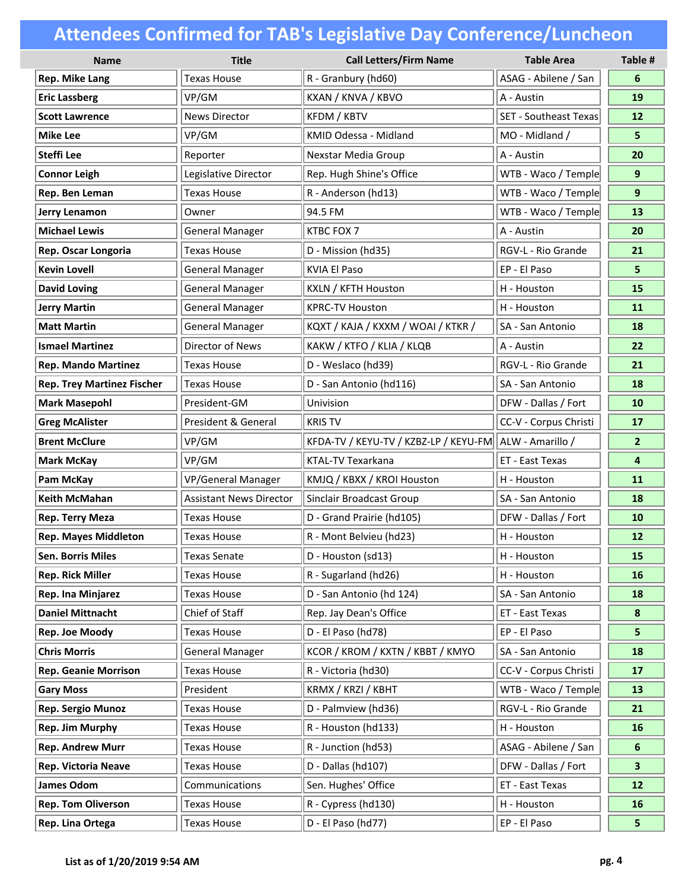# Attendees Confirmed for TAB's Legislative Day Conference/Luncheon

| Name | Title | Call Letters/Firm Name | Table Area | Table # |
|---|---|---|---|---|
| **Rep. Mike Lang** | Texas House | R - Granbury (hd60) | ASAG - Abilene / San | 6 |
| **Eric Lassberg** | VP/GM | KXAN / KNVA / KBVO | A - Austin | 19 |
| **Scott Lawrence** | News Director | KFDM / KBTV | SET - Southeast Texas | 12 |
| **Mike Lee** | VP/GM | KMID Odessa - Midland | MO - Midland / | 5 |
| **Steffi Lee** | Reporter | Nexstar Media Group | A - Austin | 20 |
| **Connor Leigh** | Legislative Director | Rep. Hugh Shine's Office | WTB - Waco / Temple | 9 |
| **Rep. Ben Leman** | Texas House | R - Anderson (hd13) | WTB - Waco / Temple | 9 |
| **Jerry Lenamon** | Owner | 94.5 FM | WTB - Waco / Temple | 13 |
| **Michael Lewis** | General Manager | KTBC FOX 7 | A - Austin | 20 |
| **Rep. Oscar Longoria** | Texas House | D - Mission (hd35) | RGV-L - Rio Grande | 21 |
| **Kevin Lovell** | General Manager | KVIA El Paso | EP - El Paso | 5 |
| **David Loving** | General Manager | KXLN / KFTH Houston | H - Houston | 15 |
| **Jerry Martin** | General Manager | KPRC-TV Houston | H - Houston | 11 |
| **Matt Martin** | General Manager | KQXT / KAJA / KXXM / WOAI / KTKR / | SA - San Antonio | 18 |
| **Ismael Martinez** | Director of News | KAKW / KTFO / KLIA / KLQB | A - Austin | 22 |
| **Rep. Mando Martinez** | Texas House | D - Weslaco (hd39) | RGV-L - Rio Grande | 21 |
| **Rep. Trey Martinez Fischer** | Texas House | D - San Antonio (hd116) | SA - San Antonio | 18 |
| **Mark Masepohl** | President-GM | Univision | DFW - Dallas / Fort | 10 |
| **Greg McAlister** | President & General | KRIS TV | CC-V - Corpus Christi | 17 |
| **Brent McClure** | VP/GM | KFDA-TV / KEYU-TV / KZBZ-LP / KEYU-FM | ALW - Amarillo / | 2 |
| **Mark McKay** | VP/GM | KTAL-TV Texarkana | ET - East Texas | 4 |
| **Pam McKay** | VP/General Manager | KMJQ / KBXX / KROI Houston | H - Houston | 11 |
| **Keith McMahan** | Assistant News Director | Sinclair Broadcast Group | SA - San Antonio | 18 |
| **Rep. Terry Meza** | Texas House | D - Grand Prairie (hd105) | DFW - Dallas / Fort | 10 |
| **Rep. Mayes Middleton** | Texas House | R - Mont Belvieu (hd23) | H - Houston | 12 |
| **Sen. Borris Miles** | Texas Senate | D - Houston (sd13) | H - Houston | 15 |
| **Rep. Rick Miller** | Texas House | R - Sugarland (hd26) | H - Houston | 16 |
| **Rep. Ina Minjarez** | Texas House | D - San Antonio (hd 124) | SA - San Antonio | 18 |
| **Daniel Mittnacht** | Chief of Staff | Rep. Jay Dean's Office | ET - East Texas | 8 |
| **Rep. Joe Moody** | Texas House | D - El Paso (hd78) | EP - El Paso | 5 |
| **Chris Morris** | General Manager | KCOR / KROM / KXTN / KBBT / KMYO | SA - San Antonio | 18 |
| **Rep. Geanie Morrison** | Texas House | R - Victoria (hd30) | CC-V - Corpus Christi | 17 |
| **Gary Moss** | President | KRMX / KRZI / KBHT | WTB - Waco / Temple | 13 |
| **Rep. Sergio Munoz** | Texas House | D - Palmview (hd36) | RGV-L - Rio Grande | 21 |
| **Rep. Jim Murphy** | Texas House | R - Houston (hd133) | H - Houston | 16 |
| **Rep. Andrew Murr** | Texas House | R - Junction (hd53) | ASAG - Abilene / San | 6 |
| **Rep. Victoria Neave** | Texas House | D - Dallas (hd107) | DFW - Dallas / Fort | 3 |
| **James Odom** | Communications | Sen. Hughes' Office | ET - East Texas | 12 |
| **Rep. Tom Oliverson** | Texas House | R - Cypress (hd130) | H - Houston | 16 |
| **Rep. Lina Ortega** | Texas House | D - El Paso (hd77) | EP - El Paso | 5 |

**List as of 1/20/2019 9:54 AM**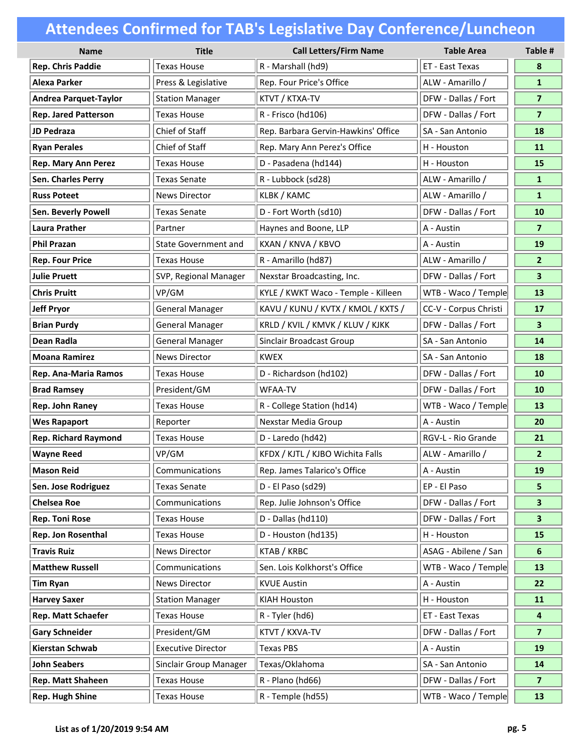# Attendees Confirmed for TAB's Legislative Day Conference/Luncheon

| Name | Title | Call Letters/Firm Name | Table Area | Table # |
|---|---|---|---|---|
| **Rep. Chris Paddie** | Texas House | R - Marshall (hd9) | ET - East Texas | **8** |
| **Alexa Parker** | Press & Legislative | Rep. Four Price's Office | ALW - Amarillo / | **1** |
| **Andrea Parquet-Taylor** | Station Manager | KTVT / KTXA-TV | DFW - Dallas / Fort | **7** |
| **Rep. Jared Patterson** | Texas House | R - Frisco (hd106) | DFW - Dallas / Fort | **7** |
| **JD Pedraza** | Chief of Staff | Rep. Barbara Gervin-Hawkins' Office | SA - San Antonio | **18** |
| **Ryan Perales** | Chief of Staff | Rep. Mary Ann Perez's Office | H - Houston | **11** |
| **Rep. Mary Ann Perez** | Texas House | D - Pasadena (hd144) | H - Houston | **15** |
| **Sen. Charles Perry** | Texas Senate | R - Lubbock (sd28) | ALW - Amarillo / | **1** |
| **Russ Poteet** | News Director | KLBK / KAMC | ALW - Amarillo / | **1** |
| **Sen. Beverly Powell** | Texas Senate | D - Fort Worth (sd10) | DFW - Dallas / Fort | **10** |
| **Laura Prather** | Partner | Haynes and Boone, LLP | A - Austin | **7** |
| **Phil Prazan** | State Government and | KXAN / KNVA / KBVO | A - Austin | **19** |
| **Rep. Four Price** | Texas House | R - Amarillo (hd87) | ALW - Amarillo / | **2** |
| **Julie Pruett** | SVP, Regional Manager | Nexstar Broadcasting, Inc. | DFW - Dallas / Fort | **3** |
| **Chris Pruitt** | VP/GM | KYLE / KWKT Waco - Temple - Killeen | WTB - Waco / Temple | **13** |
| **Jeff Pryor** | General Manager | KAVU / KUNU / KVTX / KMOL / KXTS / | CC-V - Corpus Christi | **17** |
| **Brian Purdy** | General Manager | KRLD / KVIL / KMVK / KLUV / KJKK | DFW - Dallas / Fort | **3** |
| **Dean Radla** | General Manager | Sinclair Broadcast Group | SA - San Antonio | **14** |
| **Moana Ramirez** | News Director | KWEX | SA - San Antonio | **18** |
| **Rep. Ana-Maria Ramos** | Texas House | D - Richardson (hd102) | DFW - Dallas / Fort | **10** |
| **Brad Ramsey** | President/GM | WFAA-TV | DFW - Dallas / Fort | **10** |
| **Rep. John Raney** | Texas House | R - College Station (hd14) | WTB - Waco / Temple | **13** |
| **Wes Rapaport** | Reporter | Nexstar Media Group | A - Austin | **20** |
| **Rep. Richard Raymond** | Texas House | D - Laredo (hd42) | RGV-L - Rio Grande | **21** |
| **Wayne Reed** | VP/GM | KFDX / KJTL / KJBO Wichita Falls | ALW - Amarillo / | **2** |
| **Mason Reid** | Communications | Rep. James Talarico's Office | A - Austin | **19** |
| **Sen. Jose Rodriguez** | Texas Senate | D - El Paso (sd29) | EP - El Paso | **5** |
| **Chelsea Roe** | Communications | Rep. Julie Johnson's Office | DFW - Dallas / Fort | **3** |
| **Rep. Toni Rose** | Texas House | D - Dallas (hd110) | DFW - Dallas / Fort | **3** |
| **Rep. Jon Rosenthal** | Texas House | D - Houston (hd135) | H - Houston | **15** |
| **Travis Ruiz** | News Director | KTAB / KRBC | ASAG - Abilene / San | **6** |
| **Matthew Russell** | Communications | Sen. Lois Kolkhorst's Office | WTB - Waco / Temple | **13** |
| **Tim Ryan** | News Director | KVUE Austin | A - Austin | **22** |
| **Harvey Saxer** | Station Manager | KIAH Houston | H - Houston | **11** |
| **Rep. Matt Schaefer** | Texas House | R - Tyler (hd6) | ET - East Texas | **4** |
| **Gary Schneider** | President/GM | KTVT / KXVA-TV | DFW - Dallas / Fort | **7** |
| **Kierstan Schwab** | Executive Director | Texas PBS | A - Austin | **19** |
| **John Seabers** | Sinclair Group Manager | Texas/Oklahoma | SA - San Antonio | **14** |
| **Rep. Matt Shaheen** | Texas House | R - Plano (hd66) | DFW - Dallas / Fort | **7** |
| **Rep. Hugh Shine** | Texas House | R - Temple (hd55) | WTB - Waco / Temple | **13** |

**List as of 1/20/2019 9:54 AM**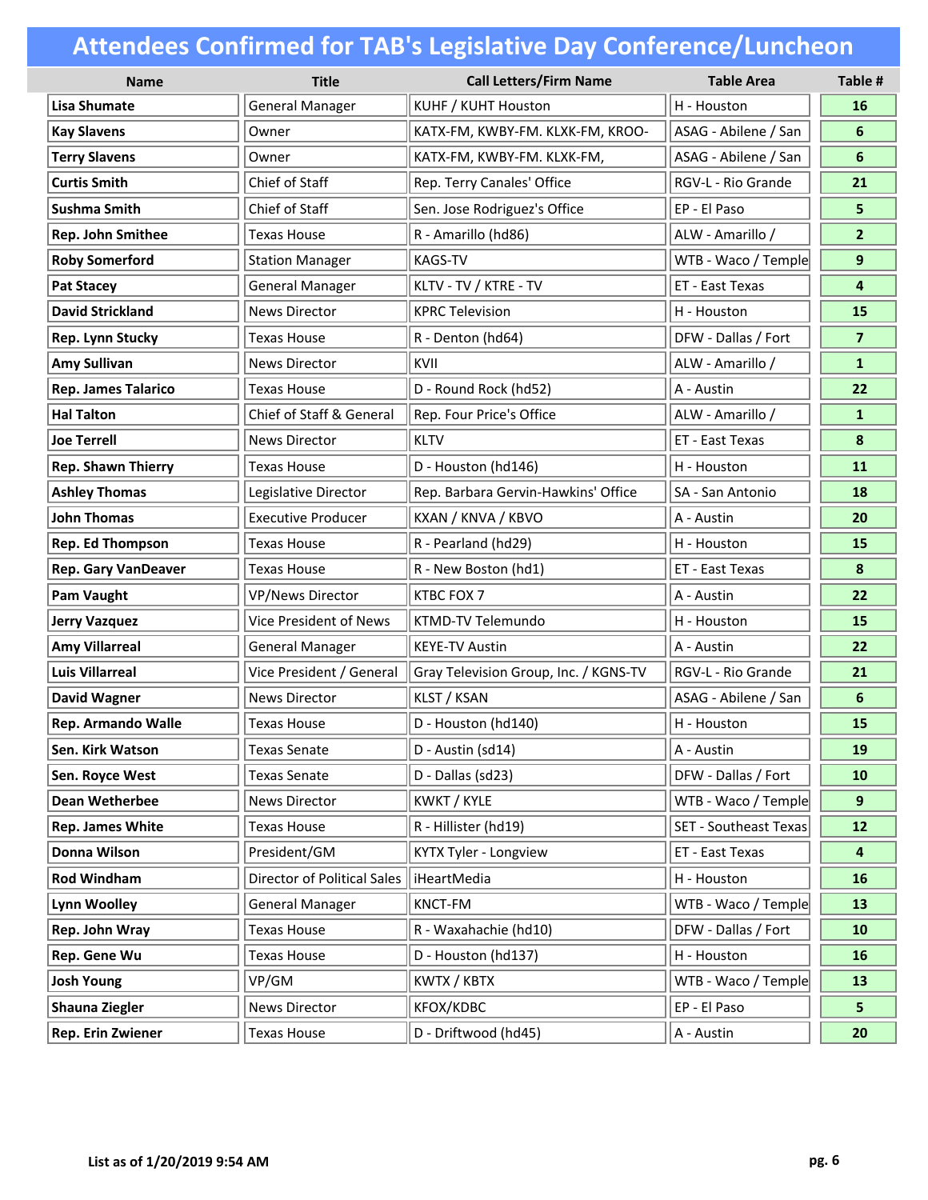# Attendees Confirmed for TAB's Legislative Day Conference/Luncheon

| Name | Title | Call Letters/Firm Name | Table Area | Table # |
|---|---|---|---|---|
| **Lisa Shumate** | General Manager | KUHF / KUHT Houston | H - Houston | **16** |
| **Kay Slavens** | Owner | KATX-FM, KWBY-FM. KLXK-FM, KROO- | ASAG - Abilene / San | **6** |
| **Terry Slavens** | Owner | KATX-FM, KWBY-FM. KLXK-FM, | ASAG - Abilene / San | **6** |
| **Curtis Smith** | Chief of Staff | Rep. Terry Canales' Office | RGV-L - Rio Grande | **21** |
| **Sushma Smith** | Chief of Staff | Sen. Jose Rodriguez's Office | EP - El Paso | **5** |
| **Rep. John Smithee** | Texas House | R - Amarillo (hd86) | ALW - Amarillo / | **2** |
| **Roby Somerford** | Station Manager | KAGS-TV | WTB - Waco / Temple | **9** |
| **Pat Stacey** | General Manager | KLTV - TV / KTRE - TV | ET - East Texas | **4** |
| **David Strickland** | News Director | KPRC Television | H - Houston | **15** |
| **Rep. Lynn Stucky** | Texas House | R - Denton (hd64) | DFW - Dallas / Fort | **7** |
| **Amy Sullivan** | News Director | KVII | ALW - Amarillo / | **1** |
| **Rep. James Talarico** | Texas House | D - Round Rock (hd52) | A - Austin | **22** |
| **Hal Talton** | Chief of Staff & General | Rep. Four Price's Office | ALW - Amarillo / | **1** |
| **Joe Terrell** | News Director | KLTV | ET - East Texas | **8** |
| **Rep. Shawn Thierry** | Texas House | D - Houston (hd146) | H - Houston | **11** |
| **Ashley Thomas** | Legislative Director | Rep. Barbara Gervin-Hawkins' Office | SA - San Antonio | **18** |
| **John Thomas** | Executive Producer | KXAN / KNVA / KBVO | A - Austin | **20** |
| **Rep. Ed Thompson** | Texas House | R - Pearland (hd29) | H - Houston | **15** |
| **Rep. Gary VanDeaver** | Texas House | R - New Boston (hd1) | ET - East Texas | **8** |
| **Pam Vaught** | VP/News Director | KTBC FOX 7 | A - Austin | **22** |
| **Jerry Vazquez** | Vice President of News | KTMD-TV Telemundo | H - Houston | **15** |
| **Amy Villarreal** | General Manager | KEYE-TV Austin | A - Austin | **22** |
| **Luis Villarreal** | Vice President / General | Gray Television Group, Inc. / KGNS-TV | RGV-L - Rio Grande | **21** |
| **David Wagner** | News Director | KLST / KSAN | ASAG - Abilene / San | **6** |
| **Rep. Armando Walle** | Texas House | D - Houston (hd140) | H - Houston | **15** |
| **Sen. Kirk Watson** | Texas Senate | D - Austin (sd14) | A - Austin | **19** |
| **Sen. Royce West** | Texas Senate | D - Dallas (sd23) | DFW - Dallas / Fort | **10** |
| **Dean Wetherbee** | News Director | KWKT / KYLE | WTB - Waco / Temple | **9** |
| **Rep. James White** | Texas House | R - Hillister (hd19) | SET - Southeast Texas | **12** |
| **Donna Wilson** | President/GM | KYTX Tyler - Longview | ET - East Texas | **4** |
| **Rod Windham** | Director of Political Sales | iHeartMedia | H - Houston | **16** |
| **Lynn Woolley** | General Manager | KNCT-FM | WTB - Waco / Temple | **13** |
| **Rep. John Wray** | Texas House | R - Waxahachie (hd10) | DFW - Dallas / Fort | **10** |
| **Rep. Gene Wu** | Texas House | D - Houston (hd137) | H - Houston | **16** |
| **Josh Young** | VP/GM | KWTX / KBTX | WTB - Waco / Temple | **13** |
| **Shauna Ziegler** | News Director | KFOX/KDBC | EP - El Paso | **5** |
| **Rep. Erin Zwiener** | Texas House | D - Driftwood (hd45) | A - Austin | **20** |

**List as of 1/20/2019 9:54 AM**